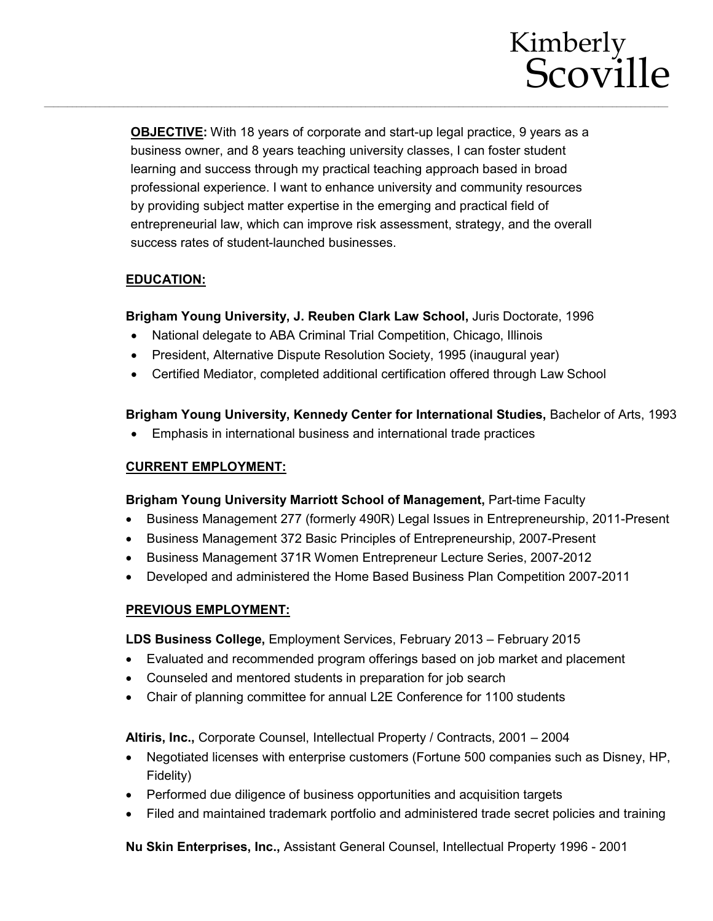# Kimberly Scoville

---

**OBJECTIVE:** With 18 years of corporate and start-up legal practice, 9 years as a business owner, and 8 years teaching university classes, I can foster student learning and success through my practical teaching approach based in broad professional experience. I want to enhance university and community resources by providing subject matter expertise in the emerging and practical field of entrepreneurial law, which can improve risk assessment, strategy, and the overall success rates of student-launched businesses.

## EDUCATION:

**Brigham Young University, J. Reuben Clark Law School,** Juris Doctorate, 1996

- National delegate to ABA Criminal Trial Competition, Chicago, Illinois
- President, Alternative Dispute Resolution Society, 1995 (inaugural year)
- Certified Mediator, completed additional certification offered through Law School

**Brigham Young University, Kennedy Center for International Studies,** Bachelor of Arts, 1993

- Emphasis in international business and international trade practices

## CURRENT EMPLOYMENT:

**Brigham Young University Marriott School of Management,** Part-time Faculty

- Business Management 277 (formerly 490R) Legal Issues in Entrepreneurship, 2011-Present
- Business Management 372 Basic Principles of Entrepreneurship, 2007-Present
- Business Management 371R Women Entrepreneur Lecture Series, 2007-2012
- Developed and administered the Home Based Business Plan Competition 2007-2011

## PREVIOUS EMPLOYMENT:

**LDS Business College,** Employment Services, February 2013 – February 2015

- Evaluated and recommended program offerings based on job market and placement
- Counseled and mentored students in preparation for job search
- Chair of planning committee for annual L2E Conference for 1100 students

**Altiris, Inc.,** Corporate Counsel, Intellectual Property / Contracts, 2001 – 2004

- Negotiated licenses with enterprise customers (Fortune 500 companies such as Disney, HP, Fidelity)
- Performed due diligence of business opportunities and acquisition targets
- Filed and maintained trademark portfolio and administered trade secret policies and training

**Nu Skin Enterprises, Inc.,** Assistant General Counsel, Intellectual Property 1996 - 2001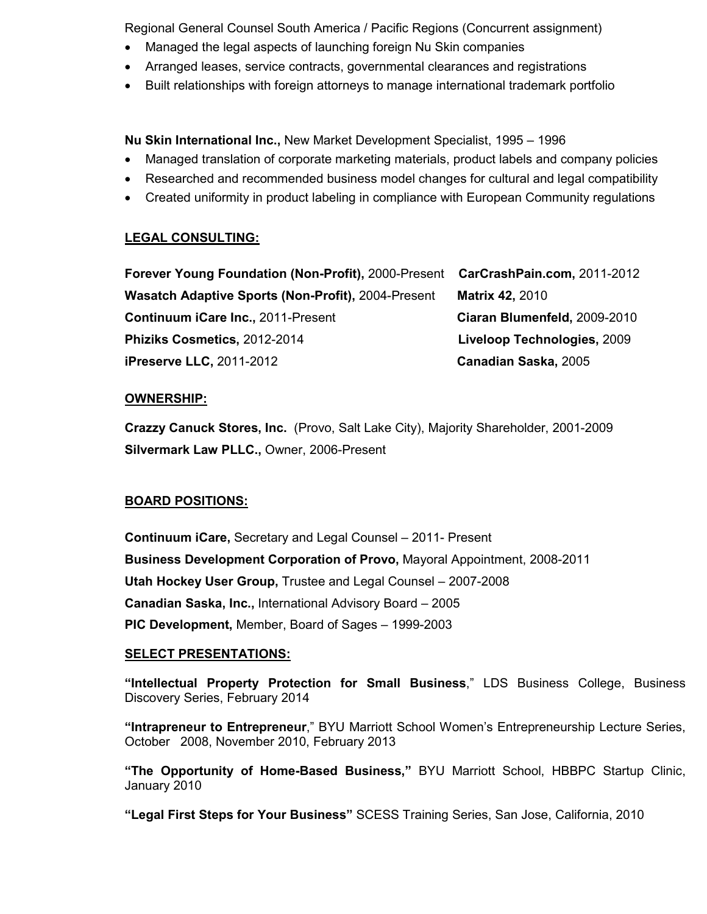Regional General Counsel South America / Pacific Regions (Concurrent assignment)

- Managed the legal aspects of launching foreign Nu Skin companies
- Arranged leases, service contracts, governmental clearances and registrations
- Built relationships with foreign attorneys to manage international trademark portfolio

**Nu Skin International Inc.,** New Market Development Specialist, 1995 – 1996

- Managed translation of corporate marketing materials, product labels and company policies
- Researched and recommended business model changes for cultural and legal compatibility
- Created uniformity in product labeling in compliance with European Community regulations

**LEGAL CONSULTING:**

**Forever Young Foundation (Non-Profit),** 2000-Present

**Wasatch Adaptive Sports (Non-Profit),** 2004-Present

**Continuum iCare Inc.,** 2011-Present

**Phiziks Cosmetics,** 2012-2014

**iPreserve LLC,** 2011-2012

**CarCrashPain.com,** 2011-2012

**Matrix 42,** 2010

**Ciaran Blumenfeld,** 2009-2010

**Liveloop Technologies,** 2009

**Canadian Saska,** 2005

**OWNERSHIP:**

**Crazzy Canuck Stores, Inc.** (Provo, Salt Lake City), Majority Shareholder, 2001-2009

**Silvermark Law PLLC.,** Owner, 2006-Present

**BOARD POSITIONS:**

**Continuum iCare,** Secretary and Legal Counsel – 2011- Present

**Business Development Corporation of Provo,** Mayoral Appointment, 2008-2011

**Utah Hockey User Group,** Trustee and Legal Counsel – 2007-2008

**Canadian Saska, Inc.,** International Advisory Board – 2005

**PIC Development,** Member, Board of Sages – 1999-2003

**SELECT PRESENTATIONS:**

**"Intellectual Property Protection for Small Business**," LDS Business College, Business Discovery Series, February 2014

**"Intrapreneur to Entrepreneur**," BYU Marriott School Women's Entrepreneurship Lecture Series, October 2008, November 2010, February 2013

**"The Opportunity of Home-Based Business,"** BYU Marriott School, HBBPC Startup Clinic, January 2010

**"Legal First Steps for Your Business"** SCESS Training Series, San Jose, California, 2010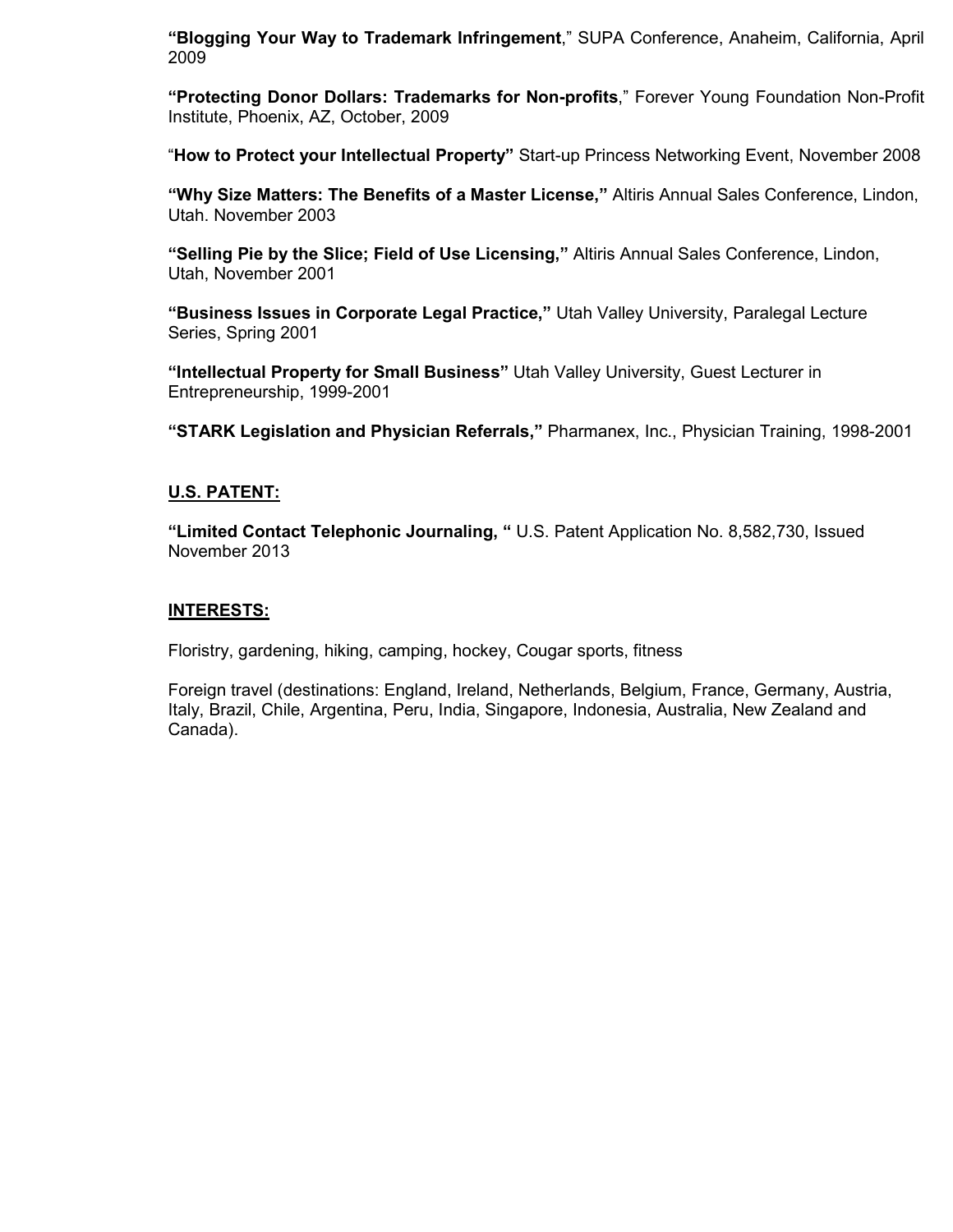**"Blogging Your Way to Trademark Infringement**," SUPA Conference, Anaheim, California, April 2009

**"Protecting Donor Dollars: Trademarks for Non-profits**," Forever Young Foundation Non-Profit Institute, Phoenix, AZ, October, 2009

"**How to Protect your Intellectual Property"** Start-up Princess Networking Event, November 2008

**"Why Size Matters: The Benefits of a Master License,"** Altiris Annual Sales Conference, Lindon, Utah. November 2003

**"Selling Pie by the Slice; Field of Use Licensing,"** Altiris Annual Sales Conference, Lindon, Utah, November 2001

**"Business Issues in Corporate Legal Practice,"** Utah Valley University, Paralegal Lecture Series, Spring 2001

**"Intellectual Property for Small Business"** Utah Valley University, Guest Lecturer in Entrepreneurship, 1999-2001

**"STARK Legislation and Physician Referrals,"** Pharmanex, Inc., Physician Training, 1998-2001

## U.S. PATENT:

**"Limited Contact Telephonic Journaling, "** U.S. Patent Application No. 8,582,730, Issued November 2013

## INTERESTS:

Floristry, gardening, hiking, camping, hockey, Cougar sports, fitness

Foreign travel (destinations: England, Ireland, Netherlands, Belgium, France, Germany, Austria, Italy, Brazil, Chile, Argentina, Peru, India, Singapore, Indonesia, Australia, New Zealand and Canada).